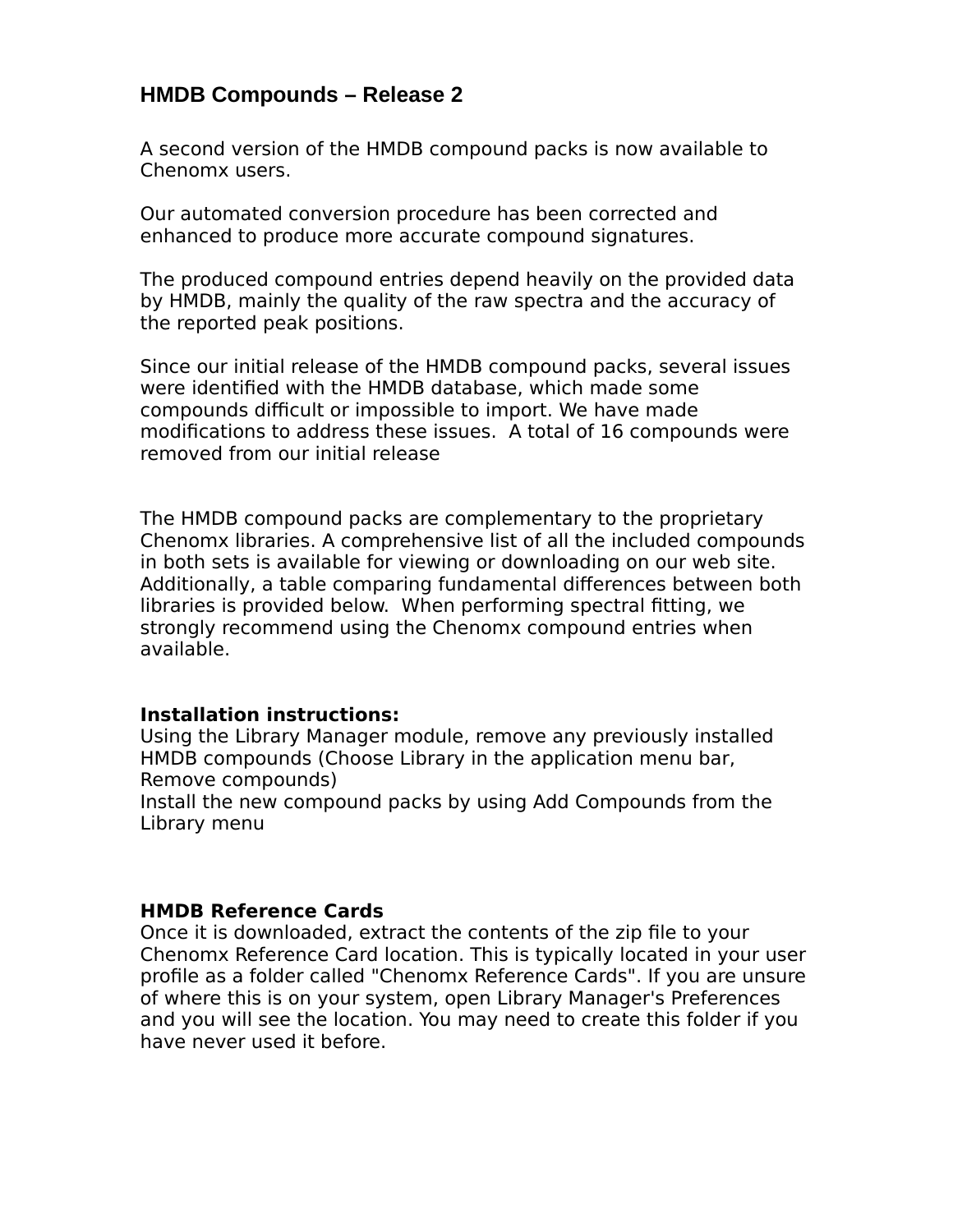# HMDB Compounds – Release 2

A second version of the HMDB compound packs is now available to Chenomx users.

Our automated conversion procedure has been corrected and enhanced to produce more accurate compound signatures.

The produced compound entries depend heavily on the provided data by HMDB, mainly the quality of the raw spectra and the accuracy of the reported peak positions.

Since our initial release of the HMDB compound packs, several issues were identified with the HMDB database, which made some compounds difficult or impossible to import. We have made modifications to address these issues. A total of 16 compounds were removed from our initial release

The HMDB compound packs are complementary to the proprietary Chenomx libraries. A comprehensive list of all the included compounds in both sets is available for viewing or downloading on our web site. Additionally, a table comparing fundamental differences between both libraries is provided below. When performing spectral fitting, we strongly recommend using the Chenomx compound entries when available.

**Installation instructions:**
Using the Library Manager module, remove any previously installed HMDB compounds (Choose Library in the application menu bar, Remove compounds)
Install the new compound packs by using Add Compounds from the Library menu

**HMDB Reference Cards**
Once it is downloaded, extract the contents of the zip file to your Chenomx Reference Card location. This is typically located in your user profile as a folder called "Chenomx Reference Cards". If you are unsure of where this is on your system, open Library Manager's Preferences and you will see the location. You may need to create this folder if you have never used it before.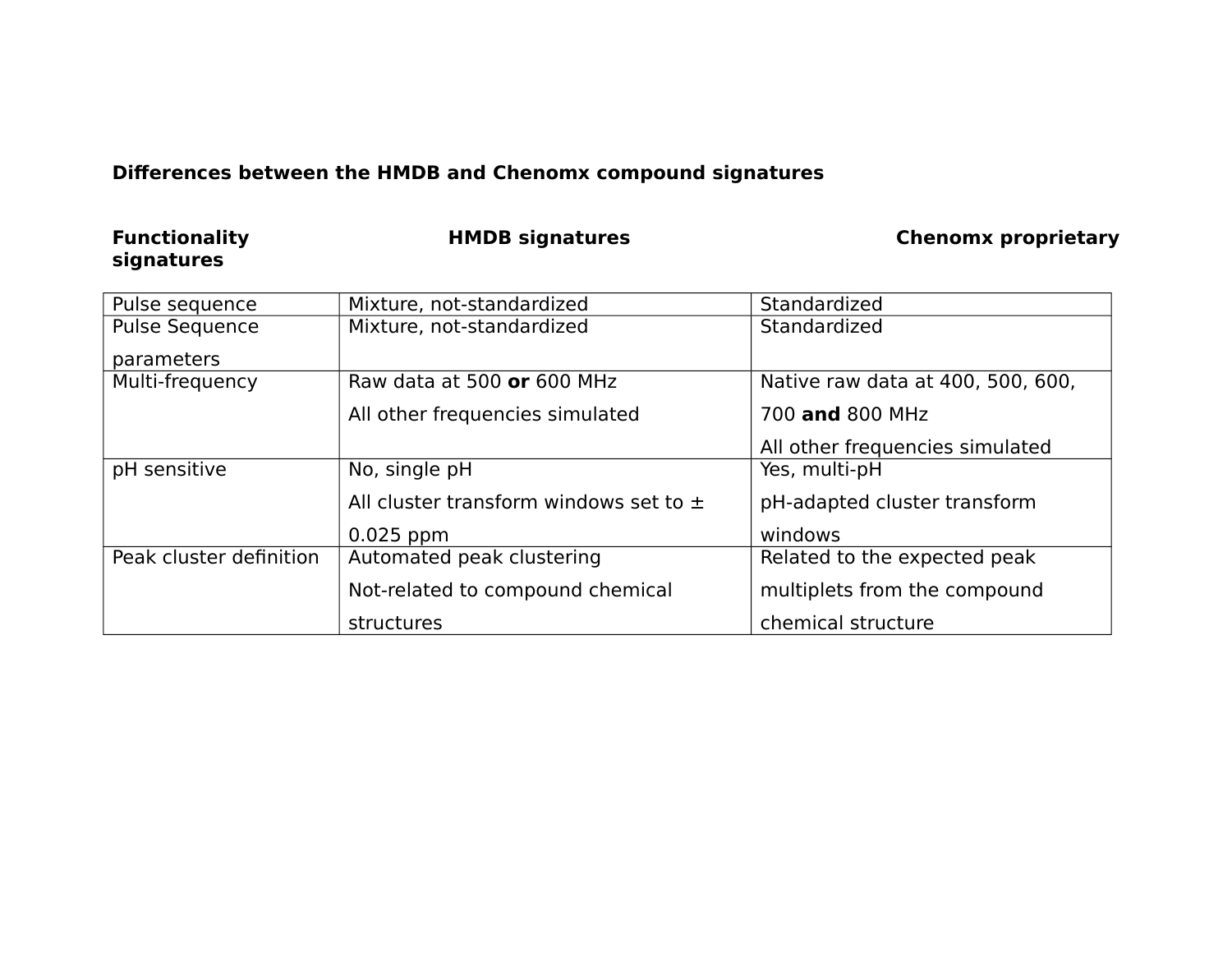**Differences between the HMDB and Chenomx compound signatures**

| Functionality | HMDB signatures | Chenomx proprietary signatures |
|---|---|---|
| Pulse sequence | Mixture, not-standardized | Standardized |
| Pulse Sequence parameters | Mixture, not-standardized | Standardized |
| Multi-frequency | Raw data at 500 **or** 600 MHz<br>All other frequencies simulated | Native raw data at 400, 500, 600, 700 **and** 800 MHz<br>All other frequencies simulated |
| pH sensitive | No, single pH<br>All cluster transform windows set to ± 0.025 ppm | Yes, multi-pH<br>pH-adapted cluster transform windows |
| Peak cluster definition | Automated peak clustering<br>Not-related to compound chemical structures | Related to the expected peak multiplets from the compound chemical structure |